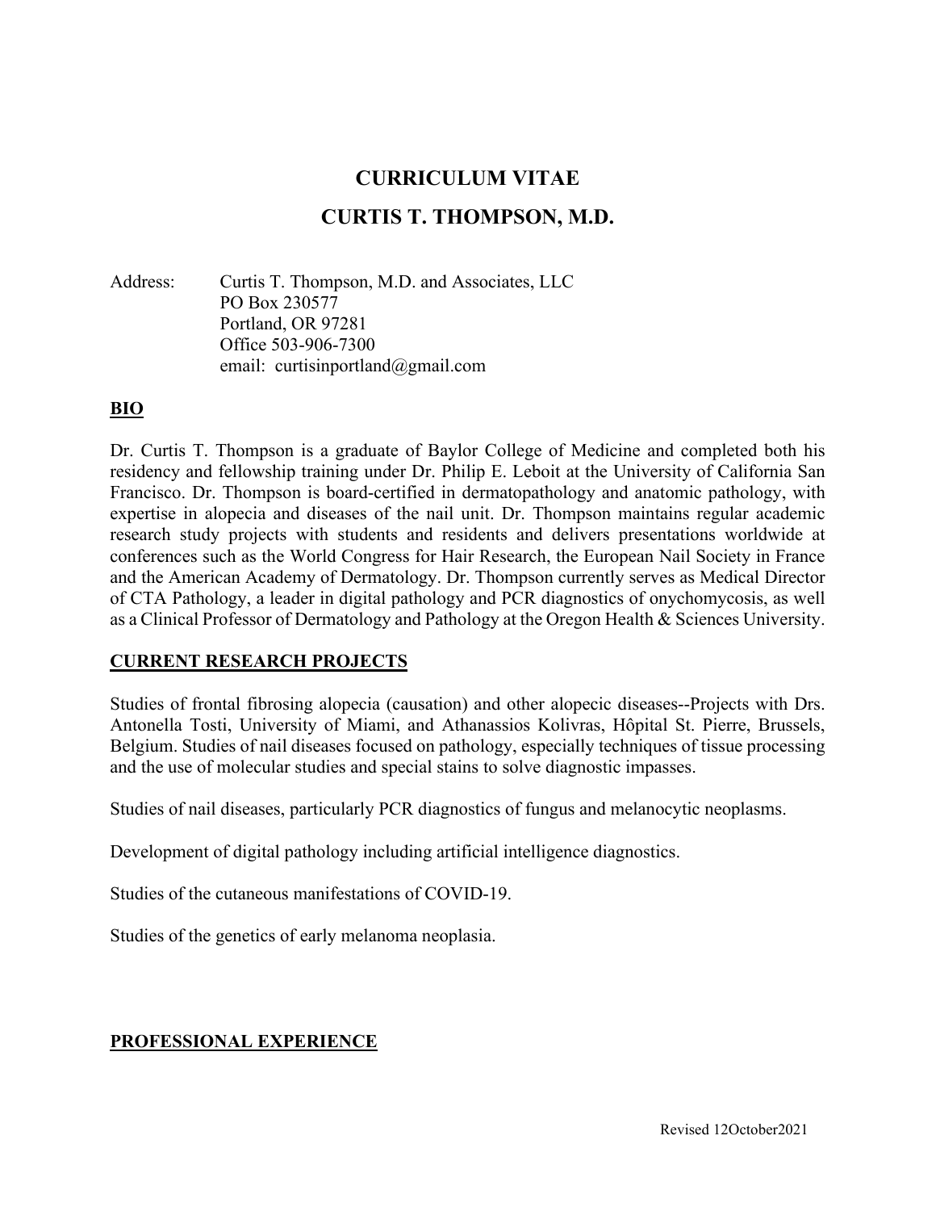# CURRICULUM VITAE

# CURTIS T. THOMPSON, M.D.

Address: Curtis T. Thompson, M.D. and Associates, LLC
PO Box 230577
Portland, OR 97281
Office 503-906-7300
email: curtisinportland@gmail.com

## BIO

Dr. Curtis T. Thompson is a graduate of Baylor College of Medicine and completed both his residency and fellowship training under Dr. Philip E. Leboit at the University of California San Francisco. Dr. Thompson is board-certified in dermatopathology and anatomic pathology, with expertise in alopecia and diseases of the nail unit. Dr. Thompson maintains regular academic research study projects with students and residents and delivers presentations worldwide at conferences such as the World Congress for Hair Research, the European Nail Society in France and the American Academy of Dermatology. Dr. Thompson currently serves as Medical Director of CTA Pathology, a leader in digital pathology and PCR diagnostics of onychomycosis, as well as a Clinical Professor of Dermatology and Pathology at the Oregon Health & Sciences University.

## CURRENT RESEARCH PROJECTS

Studies of frontal fibrosing alopecia (causation) and other alopecic diseases--Projects with Drs. Antonella Tosti, University of Miami, and Athanassios Kolivras, Hôpital St. Pierre, Brussels, Belgium. Studies of nail diseases focused on pathology, especially techniques of tissue processing and the use of molecular studies and special stains to solve diagnostic impasses.

Studies of nail diseases, particularly PCR diagnostics of fungus and melanocytic neoplasms.

Development of digital pathology including artificial intelligence diagnostics.

Studies of the cutaneous manifestations of COVID-19.

Studies of the genetics of early melanoma neoplasia.

## PROFESSIONAL EXPERIENCE

Revised 12October2021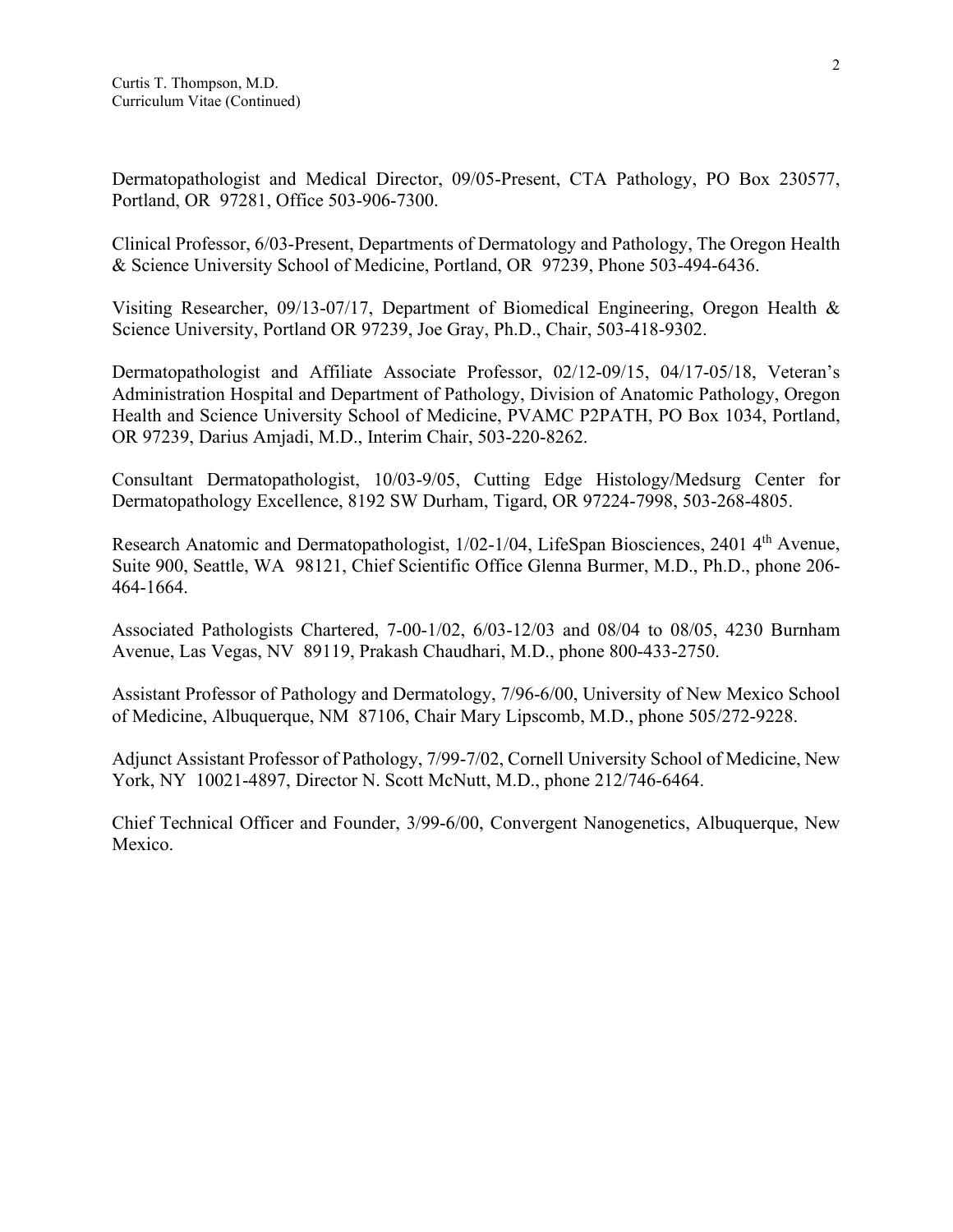Dermatopathologist and Medical Director, 09/05-Present, CTA Pathology, PO Box 230577, Portland, OR 97281, Office 503-906-7300.

Clinical Professor, 6/03-Present, Departments of Dermatology and Pathology, The Oregon Health & Science University School of Medicine, Portland, OR 97239, Phone 503-494-6436.

Visiting Researcher, 09/13-07/17, Department of Biomedical Engineering, Oregon Health & Science University, Portland OR 97239, Joe Gray, Ph.D., Chair, 503-418-9302.

Dermatopathologist and Affiliate Associate Professor, 02/12-09/15, 04/17-05/18, Veteran's Administration Hospital and Department of Pathology, Division of Anatomic Pathology, Oregon Health and Science University School of Medicine, PVAMC P2PATH, PO Box 1034, Portland, OR 97239, Darius Amjadi, M.D., Interim Chair, 503-220-8262.

Consultant Dermatopathologist, 10/03-9/05, Cutting Edge Histology/Medsurg Center for Dermatopathology Excellence, 8192 SW Durham, Tigard, OR 97224-7998, 503-268-4805.

Research Anatomic and Dermatopathologist, 1/02-1/04, LifeSpan Biosciences, 2401 4th Avenue, Suite 900, Seattle, WA 98121, Chief Scientific Office Glenna Burmer, M.D., Ph.D., phone 206-464-1664.

Associated Pathologists Chartered, 7-00-1/02, 6/03-12/03 and 08/04 to 08/05, 4230 Burnham Avenue, Las Vegas, NV 89119, Prakash Chaudhari, M.D., phone 800-433-2750.

Assistant Professor of Pathology and Dermatology, 7/96-6/00, University of New Mexico School of Medicine, Albuquerque, NM 87106, Chair Mary Lipscomb, M.D., phone 505/272-9228.

Adjunct Assistant Professor of Pathology, 7/99-7/02, Cornell University School of Medicine, New York, NY 10021-4897, Director N. Scott McNutt, M.D., phone 212/746-6464.

Chief Technical Officer and Founder, 3/99-6/00, Convergent Nanogenetics, Albuquerque, New Mexico.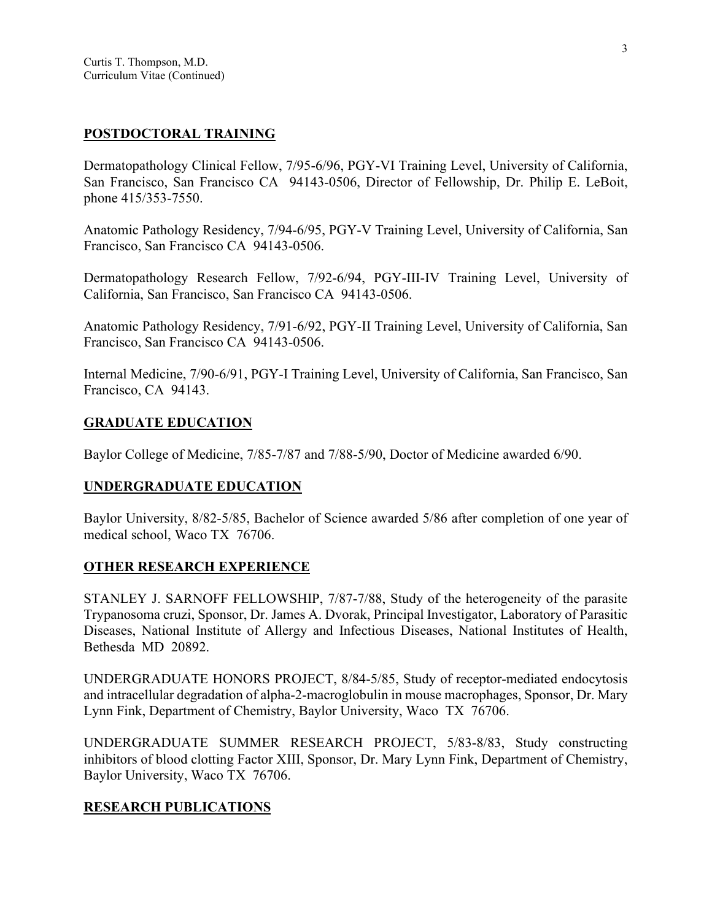## POSTDOCTORAL TRAINING

Dermatopathology Clinical Fellow, 7/95-6/96, PGY-VI Training Level, University of California, San Francisco, San Francisco CA 94143-0506, Director of Fellowship, Dr. Philip E. LeBoit, phone 415/353-7550.

Anatomic Pathology Residency, 7/94-6/95, PGY-V Training Level, University of California, San Francisco, San Francisco CA 94143-0506.

Dermatopathology Research Fellow, 7/92-6/94, PGY-III-IV Training Level, University of California, San Francisco, San Francisco CA 94143-0506.

Anatomic Pathology Residency, 7/91-6/92, PGY-II Training Level, University of California, San Francisco, San Francisco CA 94143-0506.

Internal Medicine, 7/90-6/91, PGY-I Training Level, University of California, San Francisco, San Francisco, CA 94143.

## GRADUATE EDUCATION

Baylor College of Medicine, 7/85-7/87 and 7/88-5/90, Doctor of Medicine awarded 6/90.

## UNDERGRADUATE EDUCATION

Baylor University, 8/82-5/85, Bachelor of Science awarded 5/86 after completion of one year of medical school, Waco TX 76706.

## OTHER RESEARCH EXPERIENCE

STANLEY J. SARNOFF FELLOWSHIP, 7/87-7/88, Study of the heterogeneity of the parasite Trypanosoma cruzi, Sponsor, Dr. James A. Dvorak, Principal Investigator, Laboratory of Parasitic Diseases, National Institute of Allergy and Infectious Diseases, National Institutes of Health, Bethesda MD 20892.

UNDERGRADUATE HONORS PROJECT, 8/84-5/85, Study of receptor-mediated endocytosis and intracellular degradation of alpha-2-macroglobulin in mouse macrophages, Sponsor, Dr. Mary Lynn Fink, Department of Chemistry, Baylor University, Waco TX 76706.

UNDERGRADUATE SUMMER RESEARCH PROJECT, 5/83-8/83, Study constructing inhibitors of blood clotting Factor XIII, Sponsor, Dr. Mary Lynn Fink, Department of Chemistry, Baylor University, Waco TX 76706.

## RESEARCH PUBLICATIONS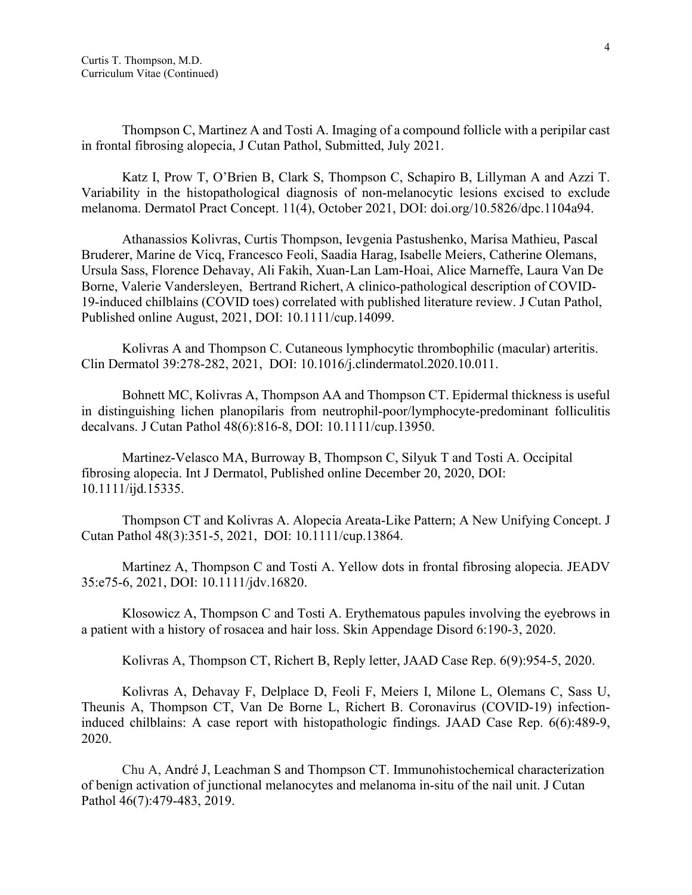Thompson C, Martinez A and Tosti A. Imaging of a compound follicle with a peripilar cast in frontal fibrosing alopecia, J Cutan Pathol, Submitted, July 2021.

Katz I, Prow T, O'Brien B, Clark S, Thompson C, Schapiro B, Lillyman A and Azzi T. Variability in the histopathological diagnosis of non-melanocytic lesions excised to exclude melanoma. Dermatol Pract Concept. 11(4), October 2021, DOI: doi.org/10.5826/dpc.1104a94.

Athanassios Kolivras, Curtis Thompson, Ievgenia Pastushenko, Marisa Mathieu, Pascal Bruderer, Marine de Vicq, Francesco Feoli, Saadia Harag, Isabelle Meiers, Catherine Olemans, Ursula Sass, Florence Dehavay, Ali Fakih, Xuan-Lan Lam-Hoai, Alice Marneffe, Laura Van De Borne, Valerie Vandersleyen, Bertrand Richert, A clinico-pathological description of COVID-19-induced chilblains (COVID toes) correlated with published literature review. J Cutan Pathol, Published online August, 2021, DOI: 10.1111/cup.14099.

Kolivras A and Thompson C. Cutaneous lymphocytic thrombophilic (macular) arteritis. Clin Dermatol 39:278-282, 2021, DOI: 10.1016/j.clindermatol.2020.10.011.

Bohnett MC, Kolivras A, Thompson AA and Thompson CT. Epidermal thickness is useful in distinguishing lichen planopilaris from neutrophil-poor/lymphocyte-predominant folliculitis decalvans. J Cutan Pathol 48(6):816-8, DOI: 10.1111/cup.13950.

Martinez-Velasco MA, Burroway B, Thompson C, Silyuk T and Tosti A. Occipital fibrosing alopecia. Int J Dermatol, Published online December 20, 2020, DOI: 10.1111/ijd.15335.

Thompson CT and Kolivras A. Alopecia Areata-Like Pattern; A New Unifying Concept. J Cutan Pathol 48(3):351-5, 2021, DOI: 10.1111/cup.13864.

Martinez A, Thompson C and Tosti A. Yellow dots in frontal fibrosing alopecia. JEADV 35:e75-6, 2021, DOI: 10.1111/jdv.16820.

Klosowicz A, Thompson C and Tosti A. Erythematous papules involving the eyebrows in a patient with a history of rosacea and hair loss. Skin Appendage Disord 6:190-3, 2020.

Kolivras A, Thompson CT, Richert B, Reply letter, JAAD Case Rep. 6(9):954-5, 2020.

Kolivras A, Dehavay F, Delplace D, Feoli F, Meiers I, Milone L, Olemans C, Sass U, Theunis A, Thompson CT, Van De Borne L, Richert B. Coronavirus (COVID-19) infection-induced chilblains: A case report with histopathologic findings. JAAD Case Rep. 6(6):489-9, 2020.

Chu A, André J, Leachman S and Thompson CT. Immunohistochemical characterization of benign activation of junctional melanocytes and melanoma in-situ of the nail unit. J Cutan Pathol 46(7):479-483, 2019.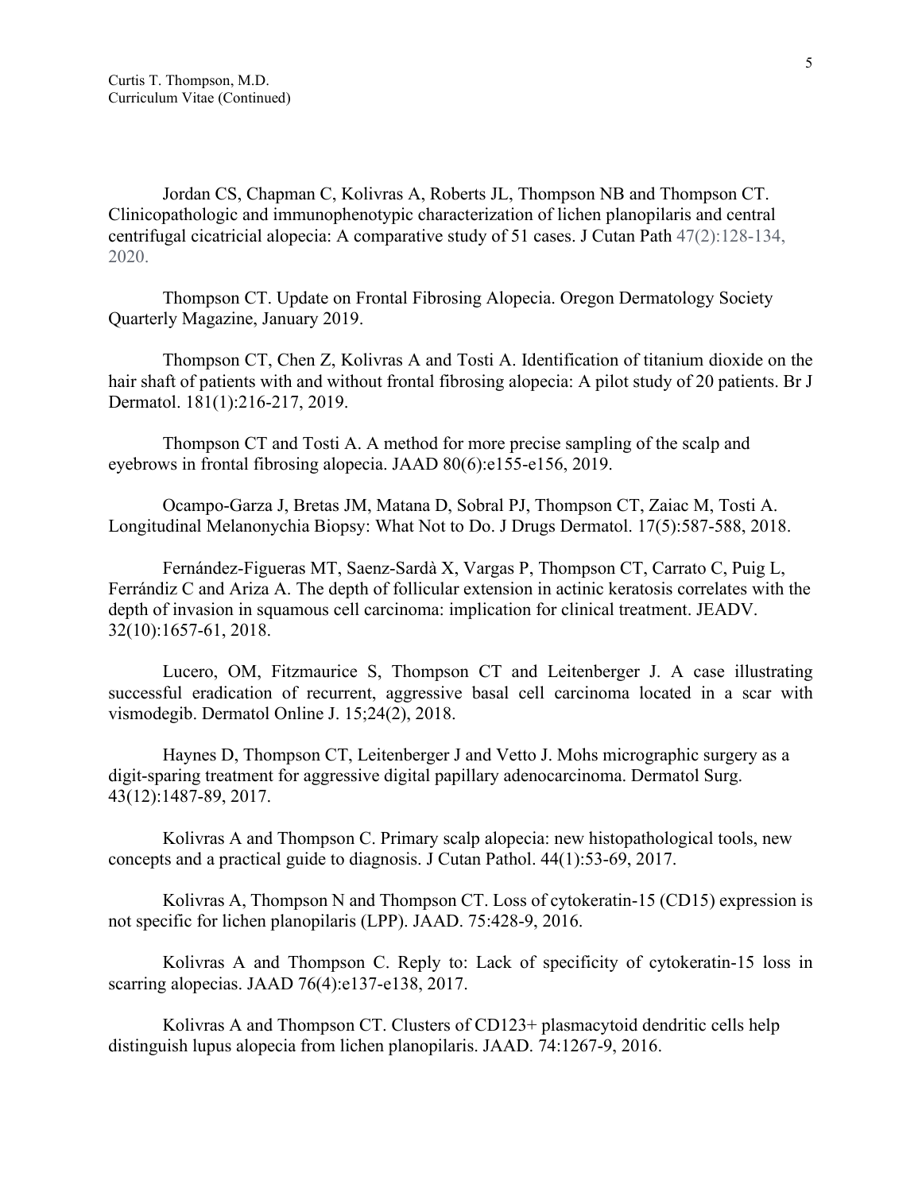Jordan CS, Chapman C, Kolivras A, Roberts JL, Thompson NB and Thompson CT. Clinicopathologic and immunophenotypic characterization of lichen planopilaris and central centrifugal cicatricial alopecia: A comparative study of 51 cases. J Cutan Path 47(2):128-134, 2020.

Thompson CT. Update on Frontal Fibrosing Alopecia. Oregon Dermatology Society Quarterly Magazine, January 2019.

Thompson CT, Chen Z, Kolivras A and Tosti A. Identification of titanium dioxide on the hair shaft of patients with and without frontal fibrosing alopecia: A pilot study of 20 patients. Br J Dermatol. 181(1):216-217, 2019.

Thompson CT and Tosti A. A method for more precise sampling of the scalp and eyebrows in frontal fibrosing alopecia. JAAD 80(6):e155-e156, 2019.

Ocampo-Garza J, Bretas JM, Matana D, Sobral PJ, Thompson CT, Zaiac M, Tosti A. Longitudinal Melanonychia Biopsy: What Not to Do. J Drugs Dermatol. 17(5):587-588, 2018.

Fernández-Figueras MT, Saenz-Sardà X, Vargas P, Thompson CT, Carrato C, Puig L, Ferrándiz C and Ariza A. The depth of follicular extension in actinic keratosis correlates with the depth of invasion in squamous cell carcinoma: implication for clinical treatment. JEADV. 32(10):1657-61, 2018.

Lucero, OM, Fitzmaurice S, Thompson CT and Leitenberger J. A case illustrating successful eradication of recurrent, aggressive basal cell carcinoma located in a scar with vismodegib. Dermatol Online J. 15;24(2), 2018.

Haynes D, Thompson CT, Leitenberger J and Vetto J. Mohs micrographic surgery as a digit-sparing treatment for aggressive digital papillary adenocarcinoma. Dermatol Surg. 43(12):1487-89, 2017.

Kolivras A and Thompson C. Primary scalp alopecia: new histopathological tools, new concepts and a practical guide to diagnosis. J Cutan Pathol. 44(1):53-69, 2017.

Kolivras A, Thompson N and Thompson CT. Loss of cytokeratin-15 (CD15) expression is not specific for lichen planopilaris (LPP). JAAD. 75:428-9, 2016.

Kolivras A and Thompson C. Reply to: Lack of specificity of cytokeratin-15 loss in scarring alopecias. JAAD 76(4):e137-e138, 2017.

Kolivras A and Thompson CT. Clusters of CD123+ plasmacytoid dendritic cells help distinguish lupus alopecia from lichen planopilaris. JAAD. 74:1267-9, 2016.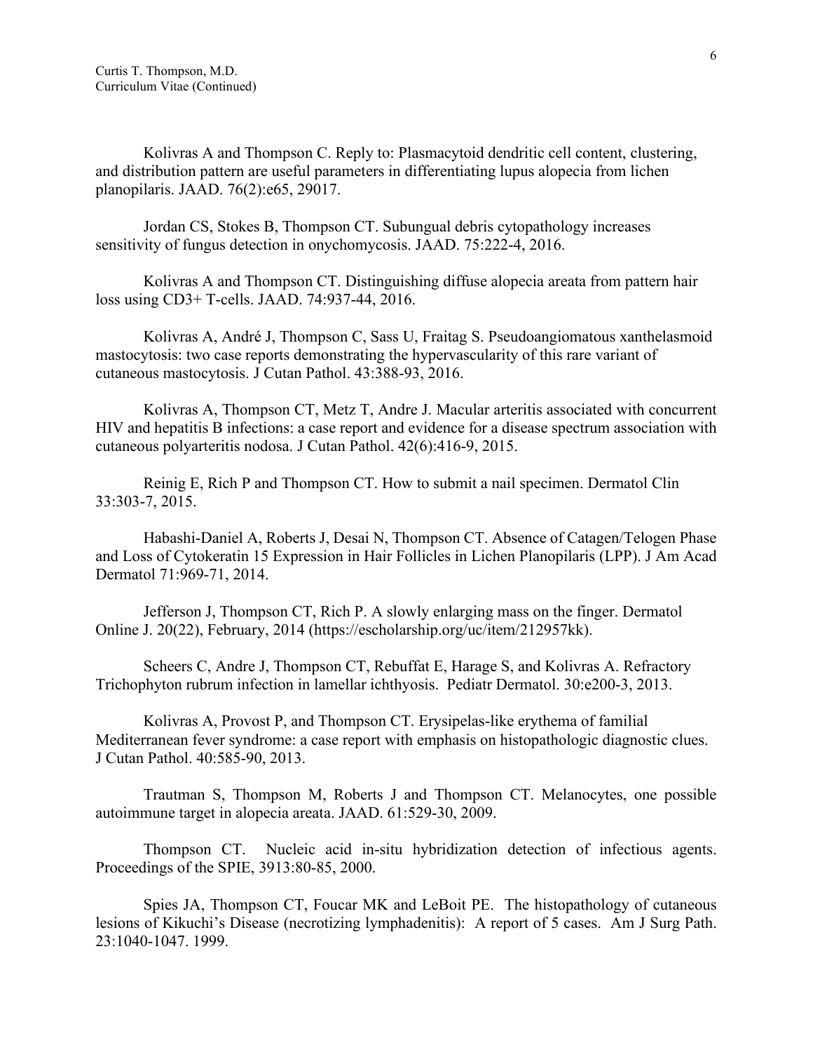Kolivras A and Thompson C. Reply to: Plasmacytoid dendritic cell content, clustering, and distribution pattern are useful parameters in differentiating lupus alopecia from lichen planopilaris. JAAD. 76(2):e65, 29017.

Jordan CS, Stokes B, Thompson CT. Subungual debris cytopathology increases sensitivity of fungus detection in onychomycosis. JAAD. 75:222-4, 2016.

Kolivras A and Thompson CT. Distinguishing diffuse alopecia areata from pattern hair loss using CD3+ T-cells. JAAD. 74:937-44, 2016.

Kolivras A, André J, Thompson C, Sass U, Fraitag S. Pseudoangiomatous xanthelasmoid mastocytosis: two case reports demonstrating the hypervascularity of this rare variant of cutaneous mastocytosis. J Cutan Pathol. 43:388-93, 2016.

Kolivras A, Thompson CT, Metz T, Andre J. Macular arteritis associated with concurrent HIV and hepatitis B infections: a case report and evidence for a disease spectrum association with cutaneous polyarteritis nodosa. J Cutan Pathol. 42(6):416-9, 2015.

Reinig E, Rich P and Thompson CT. How to submit a nail specimen. Dermatol Clin 33:303-7, 2015.

Habashi-Daniel A, Roberts J, Desai N, Thompson CT. Absence of Catagen/Telogen Phase and Loss of Cytokeratin 15 Expression in Hair Follicles in Lichen Planopilaris (LPP). J Am Acad Dermatol 71:969-71, 2014.

Jefferson J, Thompson CT, Rich P. A slowly enlarging mass on the finger. Dermatol Online J. 20(22), February, 2014 (https://escholarship.org/uc/item/212957kk).

Scheers C, Andre J, Thompson CT, Rebuffat E, Harage S, and Kolivras A. Refractory Trichophyton rubrum infection in lamellar ichthyosis. Pediatr Dermatol. 30:e200-3, 2013.

Kolivras A, Provost P, and Thompson CT. Erysipelas-like erythema of familial Mediterranean fever syndrome: a case report with emphasis on histopathologic diagnostic clues. J Cutan Pathol. 40:585-90, 2013.

Trautman S, Thompson M, Roberts J and Thompson CT. Melanocytes, one possible autoimmune target in alopecia areata. JAAD. 61:529-30, 2009.

Thompson CT. Nucleic acid in-situ hybridization detection of infectious agents. Proceedings of the SPIE, 3913:80-85, 2000.

Spies JA, Thompson CT, Foucar MK and LeBoit PE. The histopathology of cutaneous lesions of Kikuchi's Disease (necrotizing lymphadenitis): A report of 5 cases. Am J Surg Path. 23:1040-1047. 1999.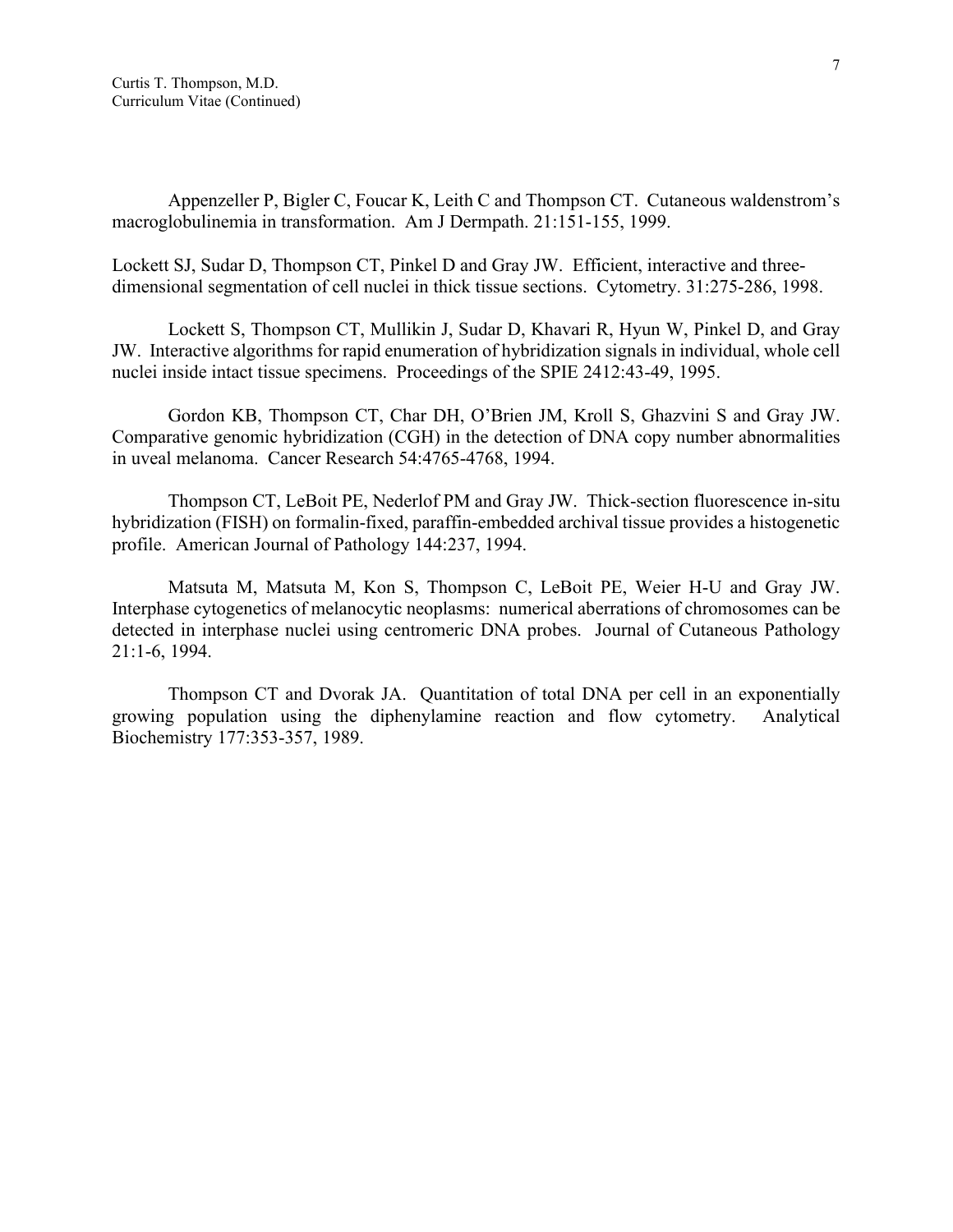Appenzeller P, Bigler C, Foucar K, Leith C and Thompson CT. Cutaneous waldenstrom's macroglobulinemia in transformation. Am J Dermpath. 21:151-155, 1999.

Lockett SJ, Sudar D, Thompson CT, Pinkel D and Gray JW. Efficient, interactive and three-dimensional segmentation of cell nuclei in thick tissue sections. Cytometry. 31:275-286, 1998.

Lockett S, Thompson CT, Mullikin J, Sudar D, Khavari R, Hyun W, Pinkel D, and Gray JW. Interactive algorithms for rapid enumeration of hybridization signals in individual, whole cell nuclei inside intact tissue specimens. Proceedings of the SPIE 2412:43-49, 1995.

Gordon KB, Thompson CT, Char DH, O'Brien JM, Kroll S, Ghazvini S and Gray JW. Comparative genomic hybridization (CGH) in the detection of DNA copy number abnormalities in uveal melanoma. Cancer Research 54:4765-4768, 1994.

Thompson CT, LeBoit PE, Nederlof PM and Gray JW. Thick-section fluorescence in-situ hybridization (FISH) on formalin-fixed, paraffin-embedded archival tissue provides a histogenetic profile. American Journal of Pathology 144:237, 1994.

Matsuta M, Matsuta M, Kon S, Thompson C, LeBoit PE, Weier H-U and Gray JW. Interphase cytogenetics of melanocytic neoplasms: numerical aberrations of chromosomes can be detected in interphase nuclei using centromeric DNA probes. Journal of Cutaneous Pathology 21:1-6, 1994.

Thompson CT and Dvorak JA. Quantitation of total DNA per cell in an exponentially growing population using the diphenylamine reaction and flow cytometry. Analytical Biochemistry 177:353-357, 1989.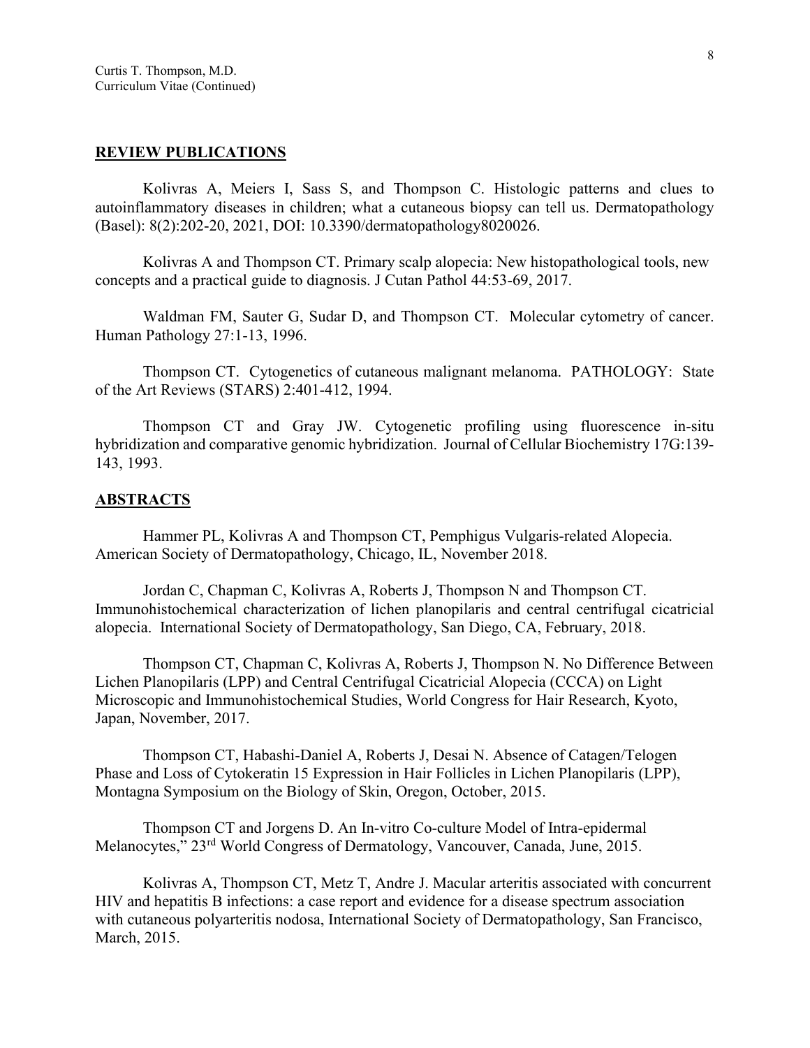## REVIEW PUBLICATIONS

Kolivras A, Meiers I, Sass S, and Thompson C. Histologic patterns and clues to autoinflammatory diseases in children; what a cutaneous biopsy can tell us. Dermatopathology (Basel): 8(2):202-20, 2021, DOI: 10.3390/dermatopathology8020026.

Kolivras A and Thompson CT. Primary scalp alopecia: New histopathological tools, new concepts and a practical guide to diagnosis. J Cutan Pathol 44:53-69, 2017.

Waldman FM, Sauter G, Sudar D, and Thompson CT. Molecular cytometry of cancer. Human Pathology 27:1-13, 1996.

Thompson CT. Cytogenetics of cutaneous malignant melanoma. PATHOLOGY: State of the Art Reviews (STARS) 2:401-412, 1994.

Thompson CT and Gray JW. Cytogenetic profiling using fluorescence in-situ hybridization and comparative genomic hybridization. Journal of Cellular Biochemistry 17G:139-143, 1993.

## ABSTRACTS

Hammer PL, Kolivras A and Thompson CT, Pemphigus Vulgaris-related Alopecia. American Society of Dermatopathology, Chicago, IL, November 2018.

Jordan C, Chapman C, Kolivras A, Roberts J, Thompson N and Thompson CT. Immunohistochemical characterization of lichen planopilaris and central centrifugal cicatricial alopecia. International Society of Dermatopathology, San Diego, CA, February, 2018.

Thompson CT, Chapman C, Kolivras A, Roberts J, Thompson N. No Difference Between Lichen Planopilaris (LPP) and Central Centrifugal Cicatricial Alopecia (CCCA) on Light Microscopic and Immunohistochemical Studies, World Congress for Hair Research, Kyoto, Japan, November, 2017.

Thompson CT, Habashi-Daniel A, Roberts J, Desai N. Absence of Catagen/Telogen Phase and Loss of Cytokeratin 15 Expression in Hair Follicles in Lichen Planopilaris (LPP), Montagna Symposium on the Biology of Skin, Oregon, October, 2015.

Thompson CT and Jorgens D. An In-vitro Co-culture Model of Intra-epidermal Melanocytes," 23rd World Congress of Dermatology, Vancouver, Canada, June, 2015.

Kolivras A, Thompson CT, Metz T, Andre J. Macular arteritis associated with concurrent HIV and hepatitis B infections: a case report and evidence for a disease spectrum association with cutaneous polyarteritis nodosa, International Society of Dermatopathology, San Francisco, March, 2015.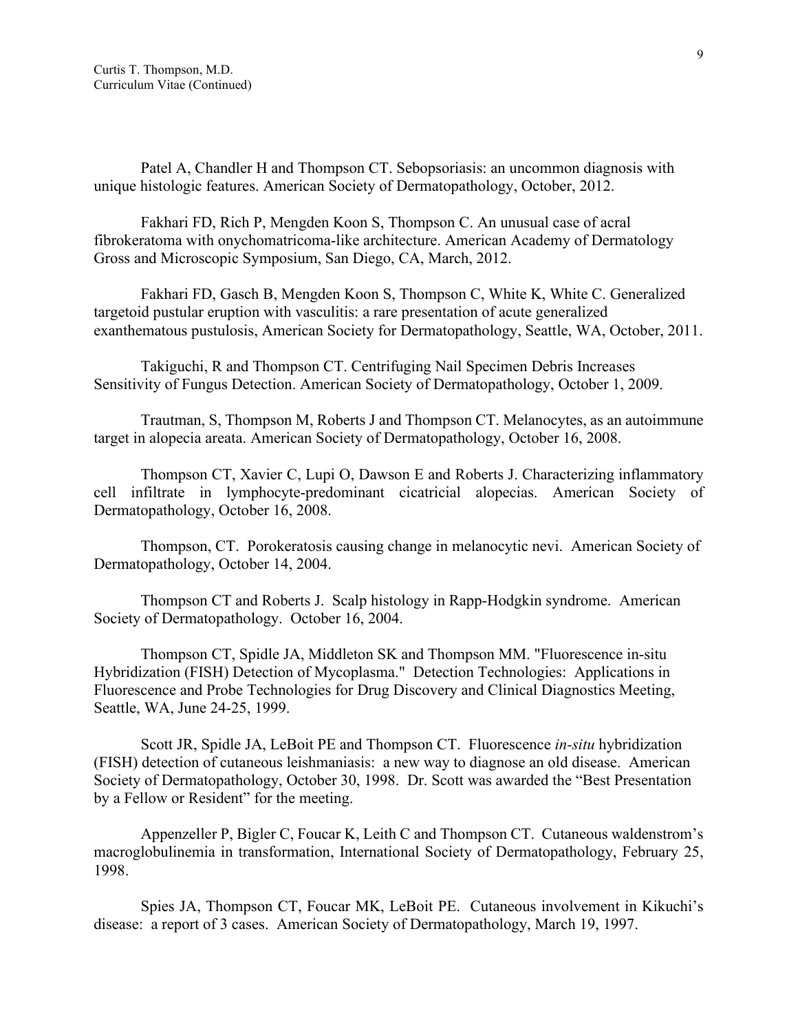Patel A, Chandler H and Thompson CT. Sebopsoriasis: an uncommon diagnosis with unique histologic features. American Society of Dermatopathology, October, 2012.

Fakhari FD, Rich P, Mengden Koon S, Thompson C. An unusual case of acral fibrokeratoma with onychomatricoma-like architecture. American Academy of Dermatology Gross and Microscopic Symposium, San Diego, CA, March, 2012.

Fakhari FD, Gasch B, Mengden Koon S, Thompson C, White K, White C. Generalized targetoid pustular eruption with vasculitis: a rare presentation of acute generalized exanthematous pustulosis, American Society for Dermatopathology, Seattle, WA, October, 2011.

Takiguchi, R and Thompson CT. Centrifuging Nail Specimen Debris Increases Sensitivity of Fungus Detection. American Society of Dermatopathology, October 1, 2009.

Trautman, S, Thompson M, Roberts J and Thompson CT. Melanocytes, as an autoimmune target in alopecia areata. American Society of Dermatopathology, October 16, 2008.

Thompson CT, Xavier C, Lupi O, Dawson E and Roberts J. Characterizing inflammatory cell infiltrate in lymphocyte-predominant cicatricial alopecias. American Society of Dermatopathology, October 16, 2008.

Thompson, CT. Porokeratosis causing change in melanocytic nevi. American Society of Dermatopathology, October 14, 2004.

Thompson CT and Roberts J. Scalp histology in Rapp-Hodgkin syndrome. American Society of Dermatopathology. October 16, 2004.

Thompson CT, Spidle JA, Middleton SK and Thompson MM. "Fluorescence in-situ Hybridization (FISH) Detection of Mycoplasma." Detection Technologies: Applications in Fluorescence and Probe Technologies for Drug Discovery and Clinical Diagnostics Meeting, Seattle, WA, June 24-25, 1999.

Scott JR, Spidle JA, LeBoit PE and Thompson CT. Fluorescence *in-situ* hybridization (FISH) detection of cutaneous leishmaniasis: a new way to diagnose an old disease. American Society of Dermatopathology, October 30, 1998. Dr. Scott was awarded the "Best Presentation by a Fellow or Resident" for the meeting.

Appenzeller P, Bigler C, Foucar K, Leith C and Thompson CT. Cutaneous waldenstrom's macroglobulinemia in transformation, International Society of Dermatopathology, February 25, 1998.

Spies JA, Thompson CT, Foucar MK, LeBoit PE. Cutaneous involvement in Kikuchi's disease: a report of 3 cases. American Society of Dermatopathology, March 19, 1997.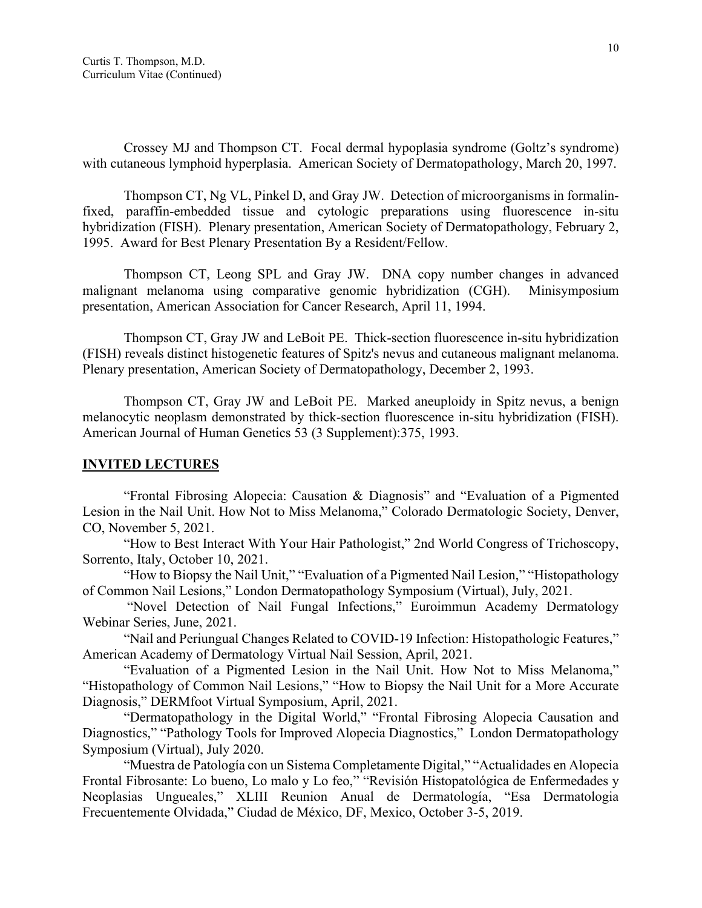Crossey MJ and Thompson CT. Focal dermal hypoplasia syndrome (Goltz's syndrome) with cutaneous lymphoid hyperplasia. American Society of Dermatopathology, March 20, 1997.

Thompson CT, Ng VL, Pinkel D, and Gray JW. Detection of microorganisms in formalin-fixed, paraffin-embedded tissue and cytologic preparations using fluorescence in-situ hybridization (FISH). Plenary presentation, American Society of Dermatopathology, February 2, 1995. Award for Best Plenary Presentation By a Resident/Fellow.

Thompson CT, Leong SPL and Gray JW. DNA copy number changes in advanced malignant melanoma using comparative genomic hybridization (CGH). Minisymposium presentation, American Association for Cancer Research, April 11, 1994.

Thompson CT, Gray JW and LeBoit PE. Thick-section fluorescence in-situ hybridization (FISH) reveals distinct histogenetic features of Spitz's nevus and cutaneous malignant melanoma. Plenary presentation, American Society of Dermatopathology, December 2, 1993.

Thompson CT, Gray JW and LeBoit PE. Marked aneuploidy in Spitz nevus, a benign melanocytic neoplasm demonstrated by thick-section fluorescence in-situ hybridization (FISH). American Journal of Human Genetics 53 (3 Supplement):375, 1993.

## INVITED LECTURES

"Frontal Fibrosing Alopecia: Causation & Diagnosis" and "Evaluation of a Pigmented Lesion in the Nail Unit. How Not to Miss Melanoma," Colorado Dermatologic Society, Denver, CO, November 5, 2021.

"How to Best Interact With Your Hair Pathologist," 2nd World Congress of Trichoscopy, Sorrento, Italy, October 10, 2021.

"How to Biopsy the Nail Unit," "Evaluation of a Pigmented Nail Lesion," "Histopathology of Common Nail Lesions," London Dermatopathology Symposium (Virtual), July, 2021.

"Novel Detection of Nail Fungal Infections," Euroimmun Academy Dermatology Webinar Series, June, 2021.

"Nail and Periungual Changes Related to COVID-19 Infection: Histopathologic Features," American Academy of Dermatology Virtual Nail Session, April, 2021.

"Evaluation of a Pigmented Lesion in the Nail Unit. How Not to Miss Melanoma," "Histopathology of Common Nail Lesions," "How to Biopsy the Nail Unit for a More Accurate Diagnosis," DERMfoot Virtual Symposium, April, 2021.

"Dermatopathology in the Digital World," "Frontal Fibrosing Alopecia Causation and Diagnostics," "Pathology Tools for Improved Alopecia Diagnostics," London Dermatopathology Symposium (Virtual), July 2020.

"Muestra de Patología con un Sistema Completamente Digital," "Actualidades en Alopecia Frontal Fibrosante: Lo bueno, Lo malo y Lo feo," "Revisión Histopatológica de Enfermedades y Neoplasias Ungueales," XLIII Reunion Anual de Dermatología, "Esa Dermatologia Frecuentemente Olvidada," Ciudad de México, DF, Mexico, October 3-5, 2019.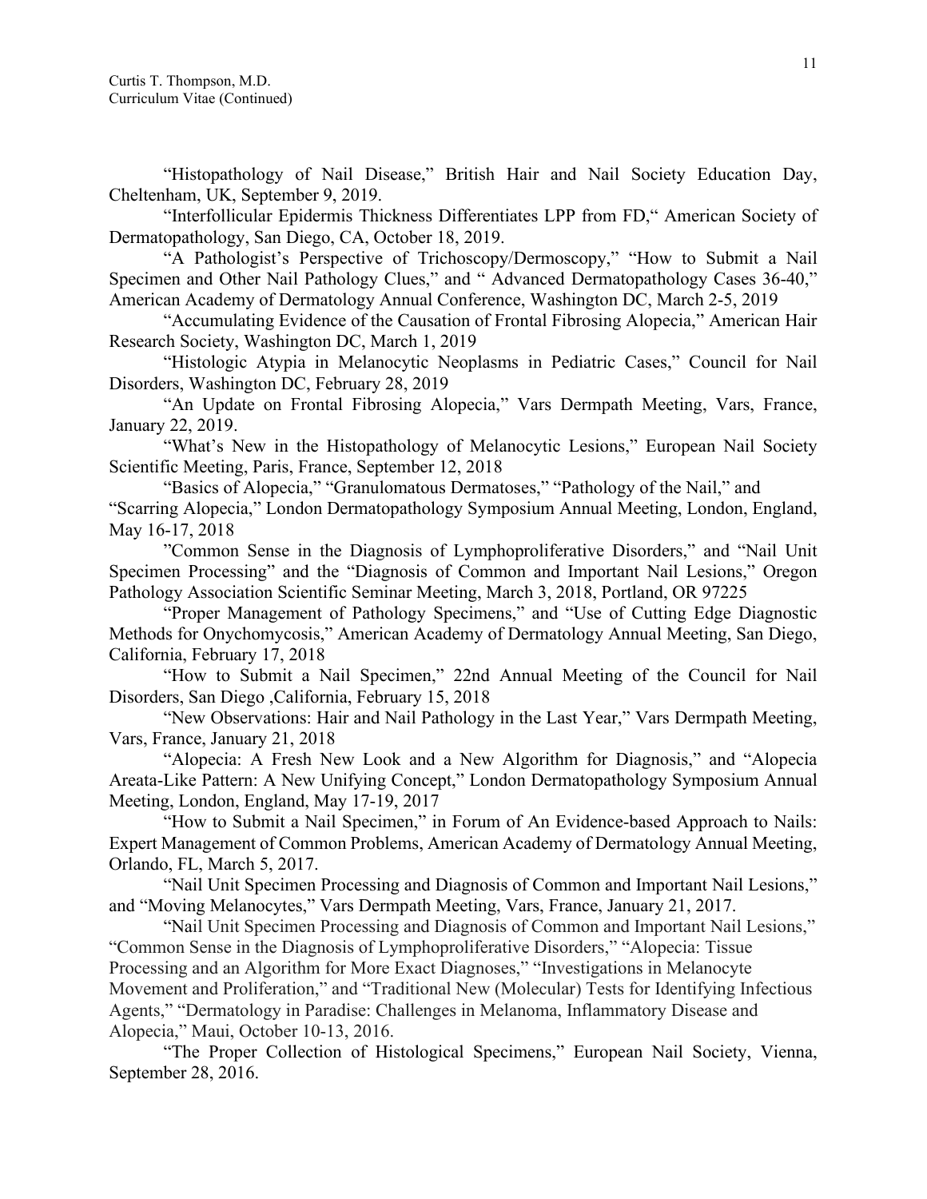"Histopathology of Nail Disease," British Hair and Nail Society Education Day, Cheltenham, UK, September 9, 2019.

"Interfollicular Epidermis Thickness Differentiates LPP from FD," American Society of Dermatopathology, San Diego, CA, October 18, 2019.

"A Pathologist's Perspective of Trichoscopy/Dermoscopy," "How to Submit a Nail Specimen and Other Nail Pathology Clues," and " Advanced Dermatopathology Cases 36-40," American Academy of Dermatology Annual Conference, Washington DC, March 2-5, 2019

"Accumulating Evidence of the Causation of Frontal Fibrosing Alopecia," American Hair Research Society, Washington DC, March 1, 2019

"Histologic Atypia in Melanocytic Neoplasms in Pediatric Cases," Council for Nail Disorders, Washington DC, February 28, 2019

"An Update on Frontal Fibrosing Alopecia," Vars Dermpath Meeting, Vars, France, January 22, 2019.

"What's New in the Histopathology of Melanocytic Lesions," European Nail Society Scientific Meeting, Paris, France, September 12, 2018

"Basics of Alopecia," "Granulomatous Dermatoses," "Pathology of the Nail," and "Scarring Alopecia," London Dermatopathology Symposium Annual Meeting, London, England, May 16-17, 2018

"Common Sense in the Diagnosis of Lymphoproliferative Disorders," and "Nail Unit Specimen Processing" and the "Diagnosis of Common and Important Nail Lesions," Oregon Pathology Association Scientific Seminar Meeting, March 3, 2018, Portland, OR 97225

"Proper Management of Pathology Specimens," and "Use of Cutting Edge Diagnostic Methods for Onychomycosis," American Academy of Dermatology Annual Meeting, San Diego, California, February 17, 2018

"How to Submit a Nail Specimen," 22nd Annual Meeting of the Council for Nail Disorders, San Diego ,California, February 15, 2018

"New Observations: Hair and Nail Pathology in the Last Year," Vars Dermpath Meeting, Vars, France, January 21, 2018

"Alopecia: A Fresh New Look and a New Algorithm for Diagnosis," and "Alopecia Areata-Like Pattern: A New Unifying Concept," London Dermatopathology Symposium Annual Meeting, London, England, May 17-19, 2017

"How to Submit a Nail Specimen," in Forum of An Evidence-based Approach to Nails: Expert Management of Common Problems, American Academy of Dermatology Annual Meeting, Orlando, FL, March 5, 2017.

"Nail Unit Specimen Processing and Diagnosis of Common and Important Nail Lesions," and "Moving Melanocytes," Vars Dermpath Meeting, Vars, France, January 21, 2017.

"Nail Unit Specimen Processing and Diagnosis of Common and Important Nail Lesions," "Common Sense in the Diagnosis of Lymphoproliferative Disorders," "Alopecia: Tissue Processing and an Algorithm for More Exact Diagnoses," "Investigations in Melanocyte Movement and Proliferation," and "Traditional New (Molecular) Tests for Identifying Infectious Agents," "Dermatology in Paradise: Challenges in Melanoma, Inflammatory Disease and Alopecia," Maui, October 10-13, 2016.

"The Proper Collection of Histological Specimens," European Nail Society, Vienna, September 28, 2016.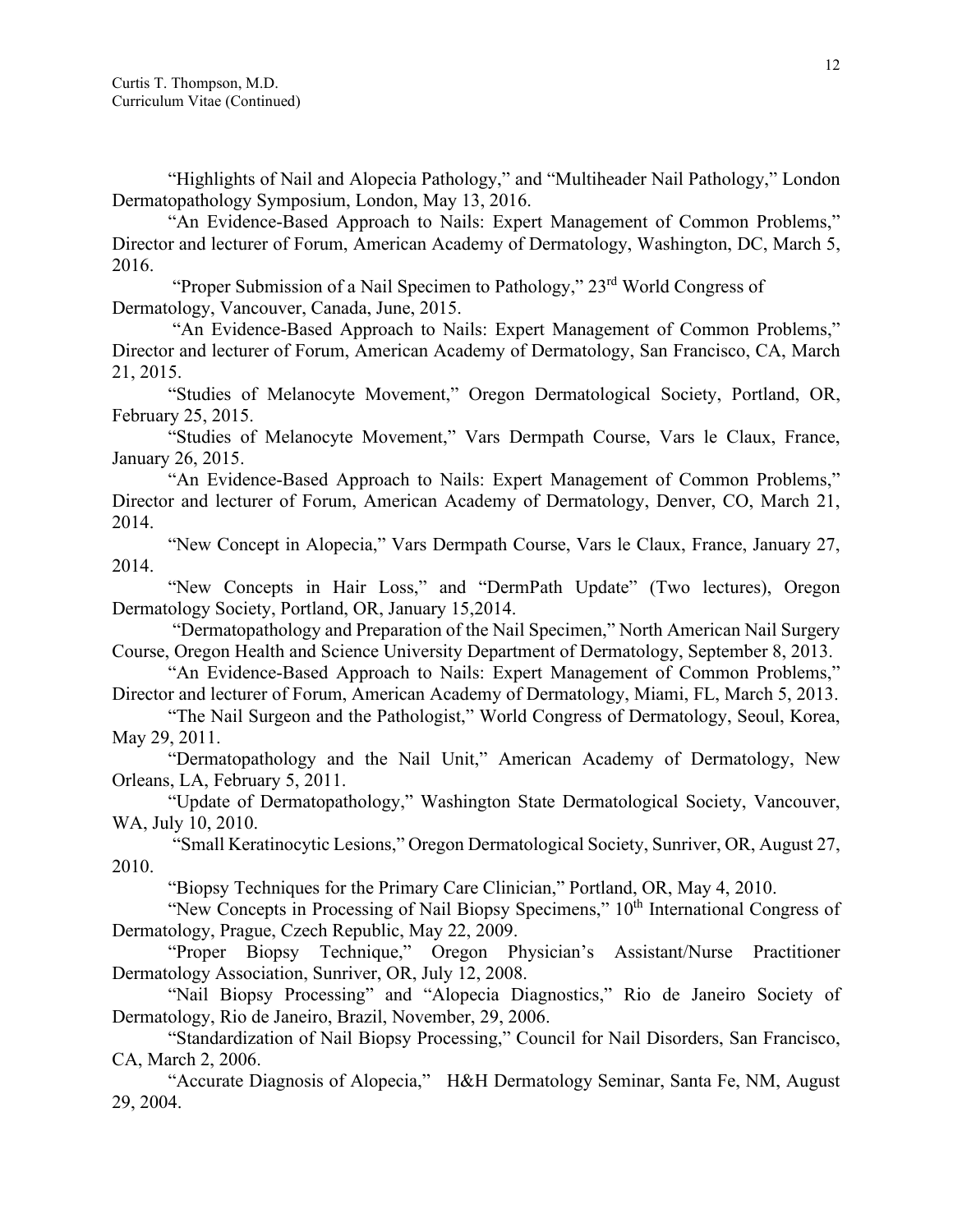"Highlights of Nail and Alopecia Pathology," and "Multiheader Nail Pathology," London Dermatopathology Symposium, London, May 13, 2016.

"An Evidence-Based Approach to Nails: Expert Management of Common Problems," Director and lecturer of Forum, American Academy of Dermatology, Washington, DC, March 5, 2016.

"Proper Submission of a Nail Specimen to Pathology," 23rd World Congress of Dermatology, Vancouver, Canada, June, 2015.

"An Evidence-Based Approach to Nails: Expert Management of Common Problems," Director and lecturer of Forum, American Academy of Dermatology, San Francisco, CA, March 21, 2015.

"Studies of Melanocyte Movement," Oregon Dermatological Society, Portland, OR, February 25, 2015.

"Studies of Melanocyte Movement," Vars Dermpath Course, Vars le Claux, France, January 26, 2015.

"An Evidence-Based Approach to Nails: Expert Management of Common Problems," Director and lecturer of Forum, American Academy of Dermatology, Denver, CO, March 21, 2014.

"New Concept in Alopecia," Vars Dermpath Course, Vars le Claux, France, January 27, 2014.

"New Concepts in Hair Loss," and "DermPath Update" (Two lectures), Oregon Dermatology Society, Portland, OR, January 15,2014.

"Dermatopathology and Preparation of the Nail Specimen," North American Nail Surgery Course, Oregon Health and Science University Department of Dermatology, September 8, 2013.

"An Evidence-Based Approach to Nails: Expert Management of Common Problems," Director and lecturer of Forum, American Academy of Dermatology, Miami, FL, March 5, 2013.

"The Nail Surgeon and the Pathologist," World Congress of Dermatology, Seoul, Korea, May 29, 2011.

"Dermatopathology and the Nail Unit," American Academy of Dermatology, New Orleans, LA, February 5, 2011.

"Update of Dermatopathology," Washington State Dermatological Society, Vancouver, WA, July 10, 2010.

"Small Keratinocytic Lesions," Oregon Dermatological Society, Sunriver, OR, August 27, 2010.

"Biopsy Techniques for the Primary Care Clinician," Portland, OR, May 4, 2010.

"New Concepts in Processing of Nail Biopsy Specimens," 10th International Congress of Dermatology, Prague, Czech Republic, May 22, 2009.

"Proper Biopsy Technique," Oregon Physician's Assistant/Nurse Practitioner Dermatology Association, Sunriver, OR, July 12, 2008.

"Nail Biopsy Processing" and "Alopecia Diagnostics," Rio de Janeiro Society of Dermatology, Rio de Janeiro, Brazil, November, 29, 2006.

"Standardization of Nail Biopsy Processing," Council for Nail Disorders, San Francisco, CA, March 2, 2006.

"Accurate Diagnosis of Alopecia," H&H Dermatology Seminar, Santa Fe, NM, August 29, 2004.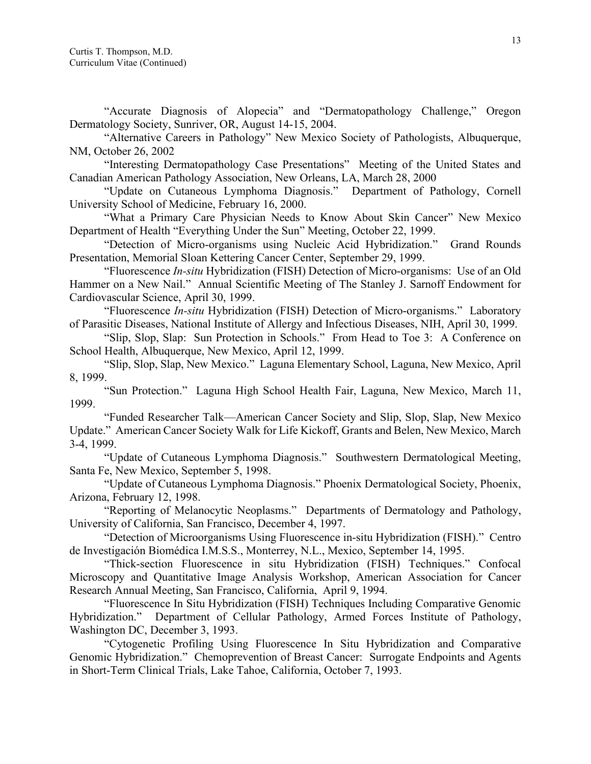"Accurate Diagnosis of Alopecia" and "Dermatopathology Challenge," Oregon Dermatology Society, Sunriver, OR, August 14-15, 2004.

"Alternative Careers in Pathology" New Mexico Society of Pathologists, Albuquerque, NM, October 26, 2002

"Interesting Dermatopathology Case Presentations" Meeting of the United States and Canadian American Pathology Association, New Orleans, LA, March 28, 2000

"Update on Cutaneous Lymphoma Diagnosis." Department of Pathology, Cornell University School of Medicine, February 16, 2000.

"What a Primary Care Physician Needs to Know About Skin Cancer" New Mexico Department of Health "Everything Under the Sun" Meeting, October 22, 1999.

"Detection of Micro-organisms using Nucleic Acid Hybridization." Grand Rounds Presentation, Memorial Sloan Kettering Cancer Center, September 29, 1999.

"Fluorescence *In-situ* Hybridization (FISH) Detection of Micro-organisms: Use of an Old Hammer on a New Nail." Annual Scientific Meeting of The Stanley J. Sarnoff Endowment for Cardiovascular Science, April 30, 1999.

"Fluorescence *In-situ* Hybridization (FISH) Detection of Micro-organisms." Laboratory of Parasitic Diseases, National Institute of Allergy and Infectious Diseases, NIH, April 30, 1999.

"Slip, Slop, Slap: Sun Protection in Schools." From Head to Toe 3: A Conference on School Health, Albuquerque, New Mexico, April 12, 1999.

"Slip, Slop, Slap, New Mexico." Laguna Elementary School, Laguna, New Mexico, April 8, 1999.

"Sun Protection." Laguna High School Health Fair, Laguna, New Mexico, March 11, 1999.

"Funded Researcher Talk—American Cancer Society and Slip, Slop, Slap, New Mexico Update." American Cancer Society Walk for Life Kickoff, Grants and Belen, New Mexico, March 3-4, 1999.

"Update of Cutaneous Lymphoma Diagnosis." Southwestern Dermatological Meeting, Santa Fe, New Mexico, September 5, 1998.

"Update of Cutaneous Lymphoma Diagnosis." Phoenix Dermatological Society, Phoenix, Arizona, February 12, 1998.

"Reporting of Melanocytic Neoplasms." Departments of Dermatology and Pathology, University of California, San Francisco, December 4, 1997.

"Detection of Microorganisms Using Fluorescence in-situ Hybridization (FISH)." Centro de Investigación Biomédica I.M.S.S., Monterrey, N.L., Mexico, September 14, 1995.

"Thick-section Fluorescence in situ Hybridization (FISH) Techniques." Confocal Microscopy and Quantitative Image Analysis Workshop, American Association for Cancer Research Annual Meeting, San Francisco, California, April 9, 1994.

"Fluorescence In Situ Hybridization (FISH) Techniques Including Comparative Genomic Hybridization." Department of Cellular Pathology, Armed Forces Institute of Pathology, Washington DC, December 3, 1993.

"Cytogenetic Profiling Using Fluorescence In Situ Hybridization and Comparative Genomic Hybridization." Chemoprevention of Breast Cancer: Surrogate Endpoints and Agents in Short-Term Clinical Trials, Lake Tahoe, California, October 7, 1993.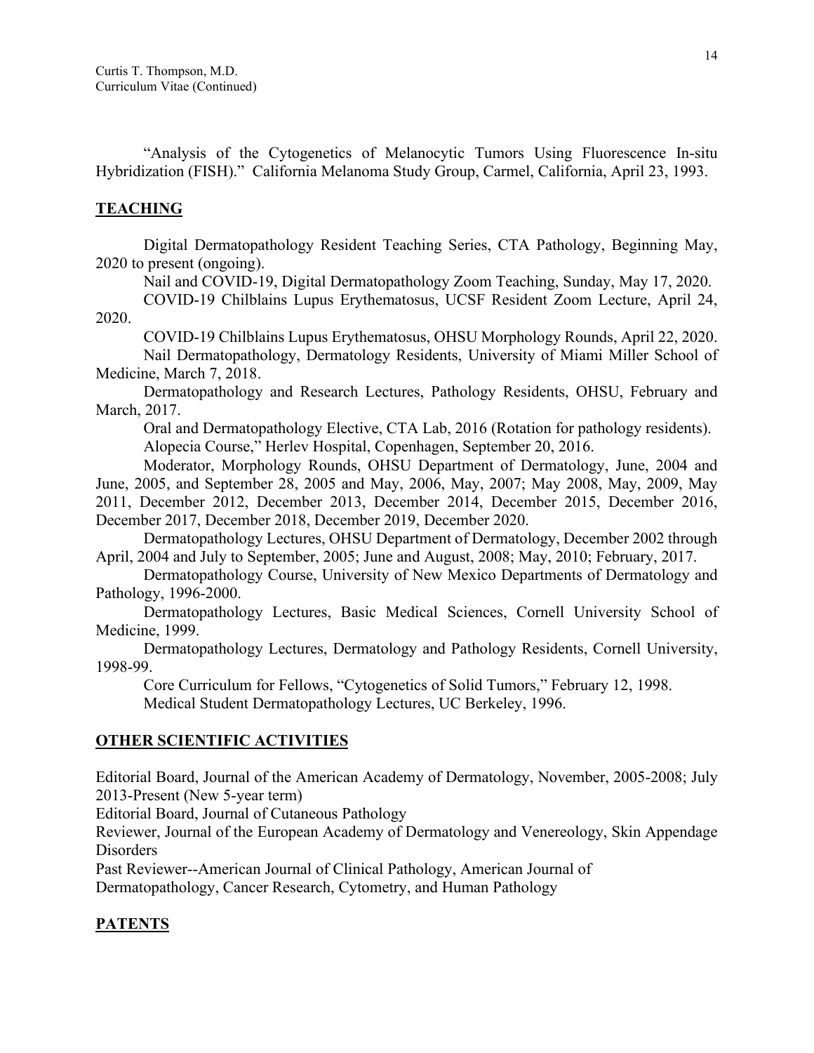"Analysis of the Cytogenetics of Melanocytic Tumors Using Fluorescence In-situ Hybridization (FISH)." California Melanoma Study Group, Carmel, California, April 23, 1993.

## TEACHING

Digital Dermatopathology Resident Teaching Series, CTA Pathology, Beginning May, 2020 to present (ongoing).

Nail and COVID-19, Digital Dermatopathology Zoom Teaching, Sunday, May 17, 2020.

COVID-19 Chilblains Lupus Erythematosus, UCSF Resident Zoom Lecture, April 24, 2020.

COVID-19 Chilblains Lupus Erythematosus, OHSU Morphology Rounds, April 22, 2020.

Nail Dermatopathology, Dermatology Residents, University of Miami Miller School of Medicine, March 7, 2018.

Dermatopathology and Research Lectures, Pathology Residents, OHSU, February and March, 2017.

Oral and Dermatopathology Elective, CTA Lab, 2016 (Rotation for pathology residents).

Alopecia Course," Herlev Hospital, Copenhagen, September 20, 2016.

Moderator, Morphology Rounds, OHSU Department of Dermatology, June, 2004 and June, 2005, and September 28, 2005 and May, 2006, May, 2007; May 2008, May, 2009, May 2011, December 2012, December 2013, December 2014, December 2015, December 2016, December 2017, December 2018, December 2019, December 2020.

Dermatopathology Lectures, OHSU Department of Dermatology, December 2002 through April, 2004 and July to September, 2005; June and August, 2008; May, 2010; February, 2017.

Dermatopathology Course, University of New Mexico Departments of Dermatology and Pathology, 1996-2000.

Dermatopathology Lectures, Basic Medical Sciences, Cornell University School of Medicine, 1999.

Dermatopathology Lectures, Dermatology and Pathology Residents, Cornell University, 1998-99.

Core Curriculum for Fellows, "Cytogenetics of Solid Tumors," February 12, 1998.

Medical Student Dermatopathology Lectures, UC Berkeley, 1996.

## OTHER SCIENTIFIC ACTIVITIES

Editorial Board, Journal of the American Academy of Dermatology, November, 2005-2008; July 2013-Present (New 5-year term)

Editorial Board, Journal of Cutaneous Pathology

Reviewer, Journal of the European Academy of Dermatology and Venereology, Skin Appendage Disorders

Past Reviewer--American Journal of Clinical Pathology, American Journal of Dermatopathology, Cancer Research, Cytometry, and Human Pathology

## PATENTS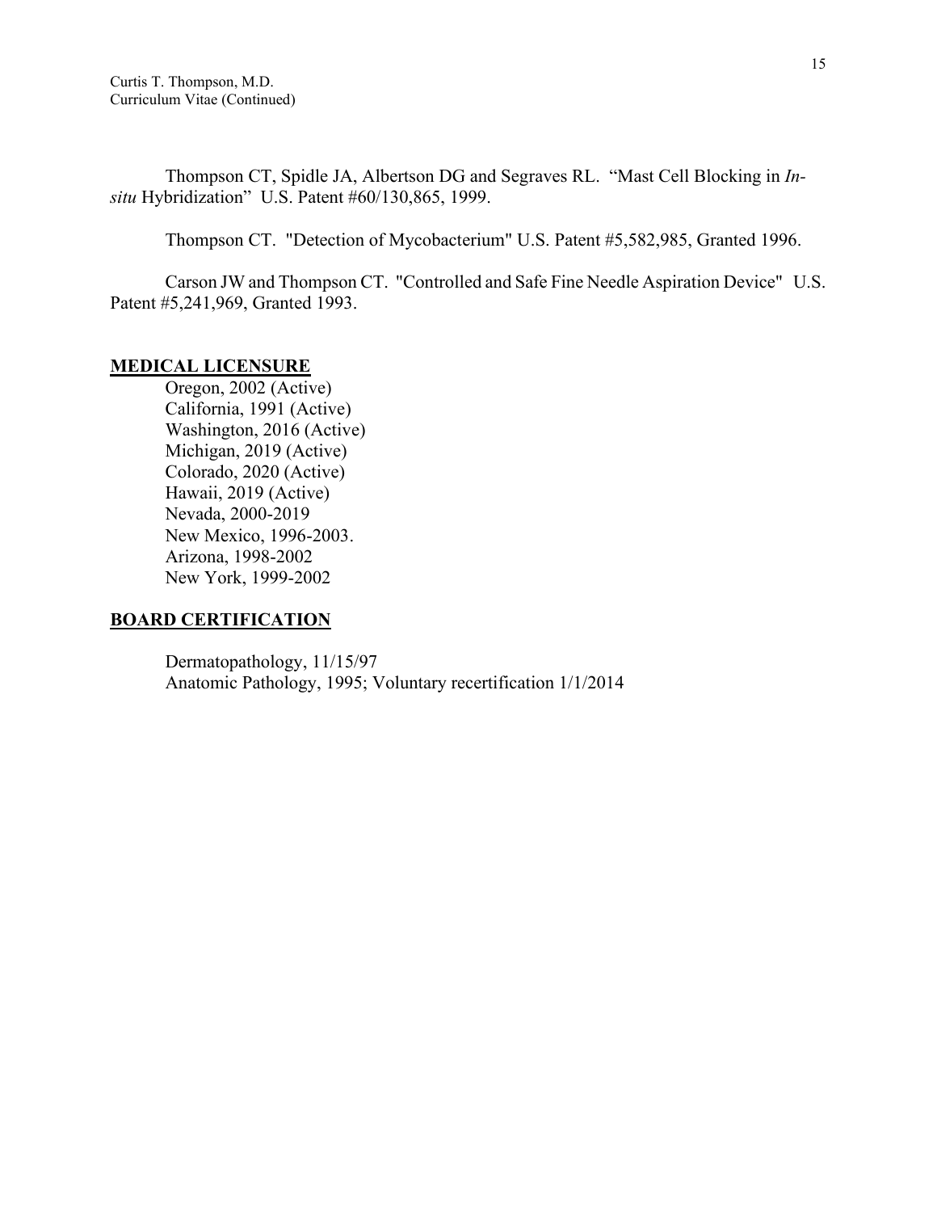Thompson CT, Spidle JA, Albertson DG and Segraves RL. "Mast Cell Blocking in *In-situ* Hybridization" U.S. Patent #60/130,865, 1999.

Thompson CT. "Detection of Mycobacterium" U.S. Patent #5,582,985, Granted 1996.

Carson JW and Thompson CT. "Controlled and Safe Fine Needle Aspiration Device" U.S. Patent #5,241,969, Granted 1993.

## MEDICAL LICENSURE

Oregon, 2002 (Active)
California, 1991 (Active)
Washington, 2016 (Active)
Michigan, 2019 (Active)
Colorado, 2020 (Active)
Hawaii, 2019 (Active)
Nevada, 2000-2019
New Mexico, 1996-2003.
Arizona, 1998-2002
New York, 1999-2002

## BOARD CERTIFICATION

Dermatopathology, 11/15/97
Anatomic Pathology, 1995; Voluntary recertification 1/1/2014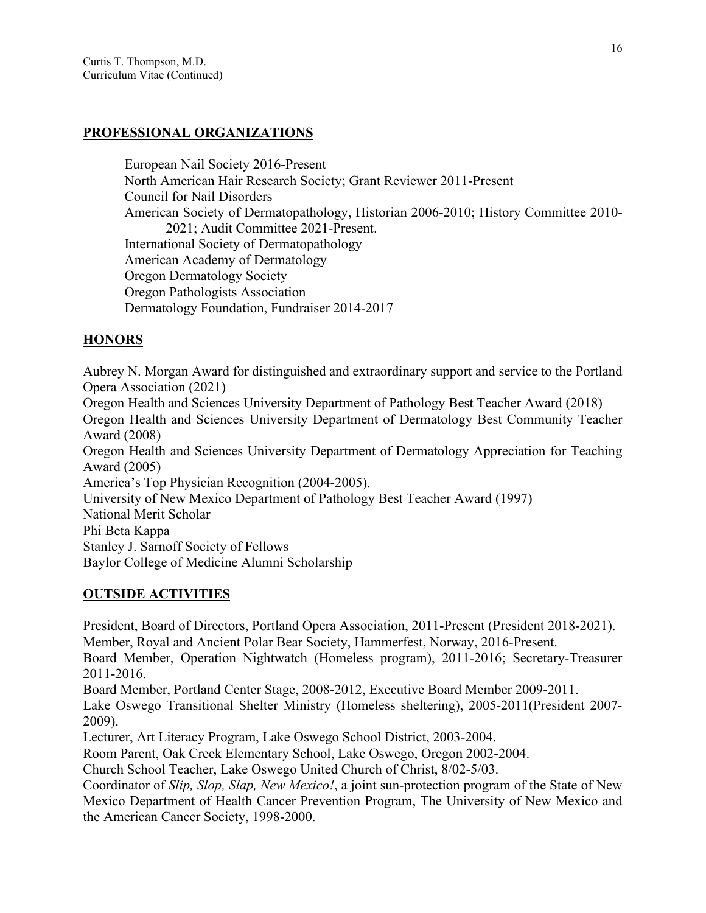## PROFESSIONAL ORGANIZATIONS

European Nail Society 2016-Present
North American Hair Research Society; Grant Reviewer 2011-Present
Council for Nail Disorders
American Society of Dermatopathology, Historian 2006-2010; History Committee 2010-2021; Audit Committee 2021-Present.
International Society of Dermatopathology
American Academy of Dermatology
Oregon Dermatology Society
Oregon Pathologists Association
Dermatology Foundation, Fundraiser 2014-2017

## HONORS

Aubrey N. Morgan Award for distinguished and extraordinary support and service to the Portland Opera Association (2021)
Oregon Health and Sciences University Department of Pathology Best Teacher Award (2018)
Oregon Health and Sciences University Department of Dermatology Best Community Teacher Award (2008)
Oregon Health and Sciences University Department of Dermatology Appreciation for Teaching Award (2005)
America's Top Physician Recognition (2004-2005).
University of New Mexico Department of Pathology Best Teacher Award (1997)
National Merit Scholar
Phi Beta Kappa
Stanley J. Sarnoff Society of Fellows
Baylor College of Medicine Alumni Scholarship

## OUTSIDE ACTIVITIES

President, Board of Directors, Portland Opera Association, 2011-Present (President 2018-2021).
Member, Royal and Ancient Polar Bear Society, Hammerfest, Norway, 2016-Present.
Board Member, Operation Nightwatch (Homeless program), 2011-2016; Secretary-Treasurer 2011-2016.
Board Member, Portland Center Stage, 2008-2012, Executive Board Member 2009-2011.
Lake Oswego Transitional Shelter Ministry (Homeless sheltering), 2005-2011(President 2007-2009).
Lecturer, Art Literacy Program, Lake Oswego School District, 2003-2004.
Room Parent, Oak Creek Elementary School, Lake Oswego, Oregon 2002-2004.
Church School Teacher, Lake Oswego United Church of Christ, 8/02-5/03.
Coordinator of *Slip, Slop, Slap, New Mexico!*, a joint sun-protection program of the State of New Mexico Department of Health Cancer Prevention Program, The University of New Mexico and the American Cancer Society, 1998-2000.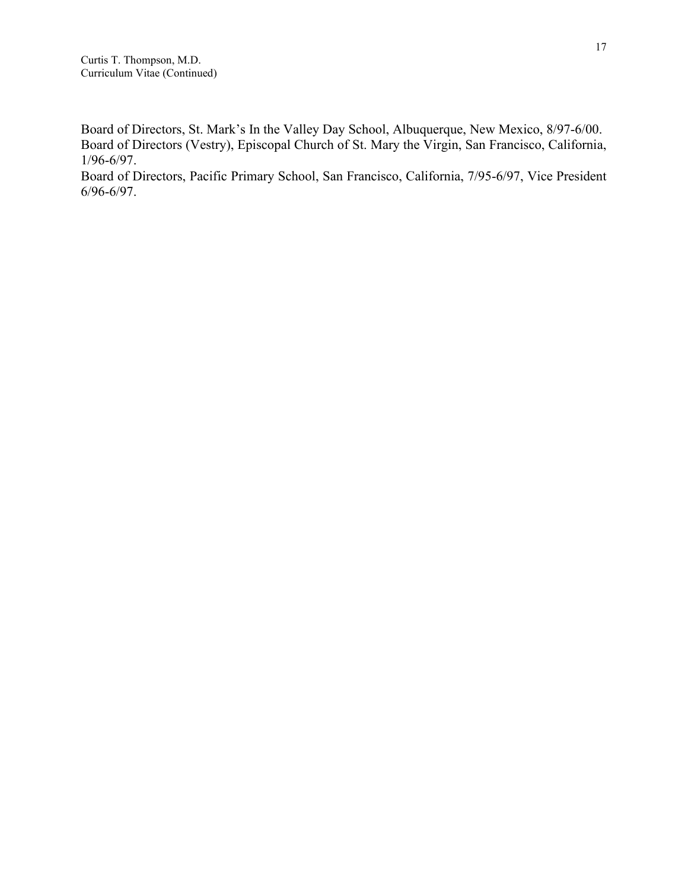Board of Directors, St. Mark's In the Valley Day School, Albuquerque, New Mexico, 8/97-6/00.
Board of Directors (Vestry), Episcopal Church of St. Mary the Virgin, San Francisco, California, 1/96-6/97.
Board of Directors, Pacific Primary School, San Francisco, California, 7/95-6/97, Vice President 6/96-6/97.